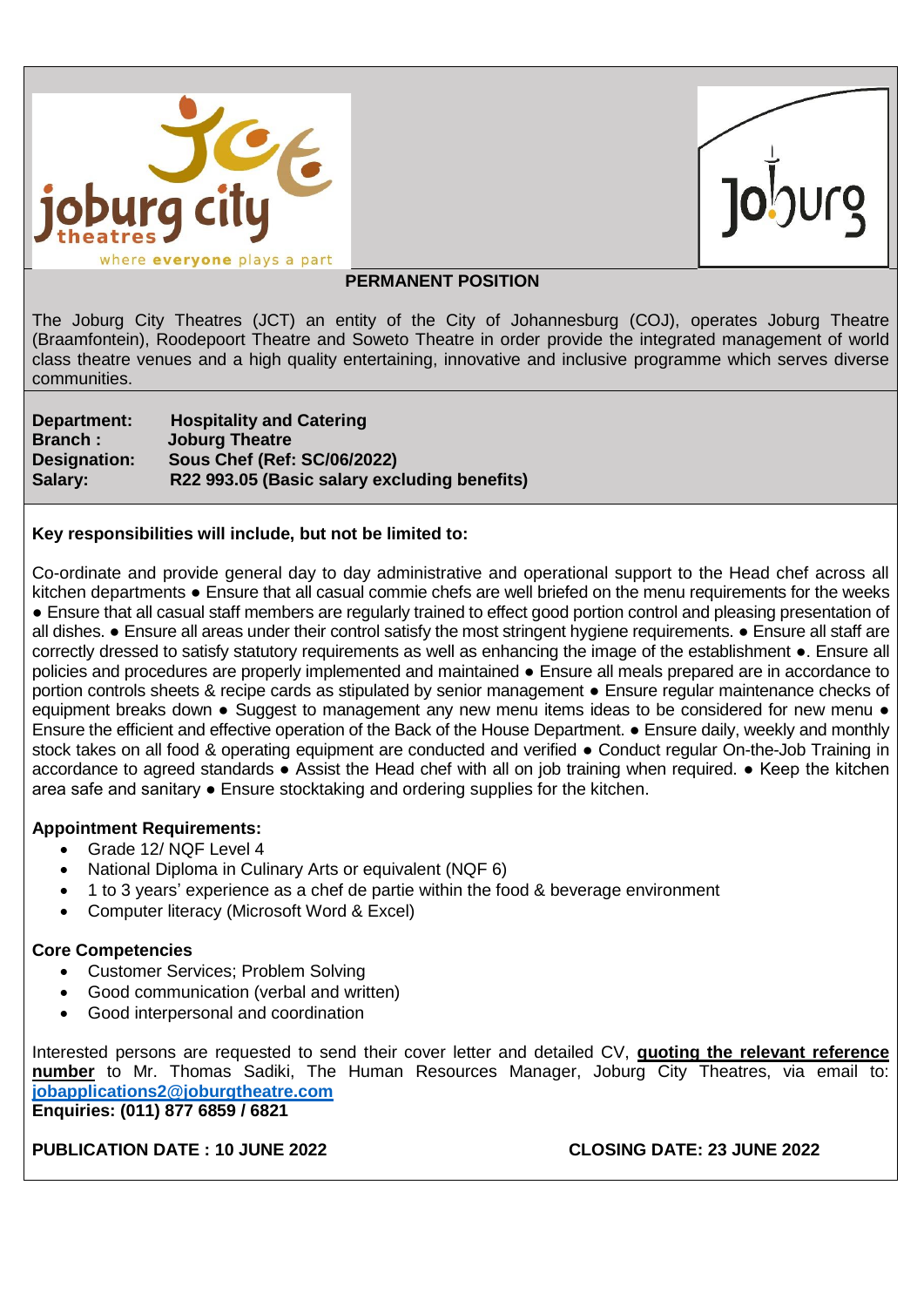**PERMANENT POSITION**

The Joburg City Theatres (JCT) an entity of the City of Johannesburg (COJ), operates Joburg Theatre (Braamfontein), Roodepoort Theatre and Soweto Theatre in order provide the integrated management of world class theatre venues and a high quality entertaining, innovative and inclusive programme which serves diverse communities.

**Department:** **Hospitality and Catering**
**Branch :** **Joburg Theatre**
**Designation:** **Sous Chef (Ref: SC/06/2022)**
**Salary:** **R22 993.05 (Basic salary excluding benefits)**

**Key responsibilities will include, but not be limited to:**

Co-ordinate and provide general day to day administrative and operational support to the Head chef across all kitchen departments ● Ensure that all casual commie chefs are well briefed on the menu requirements for the weeks ● Ensure that all casual staff members are regularly trained to effect good portion control and pleasing presentation of all dishes. ● Ensure all areas under their control satisfy the most stringent hygiene requirements. ● Ensure all staff are correctly dressed to satisfy statutory requirements as well as enhancing the image of the establishment ●. Ensure all policies and procedures are properly implemented and maintained ● Ensure all meals prepared are in accordance to portion controls sheets & recipe cards as stipulated by senior management ● Ensure regular maintenance checks of equipment breaks down ● Suggest to management any new menu items ideas to be considered for new menu ● Ensure the efficient and effective operation of the Back of the House Department. ● Ensure daily, weekly and monthly stock takes on all food & operating equipment are conducted and verified ● Conduct regular On-the-Job Training in accordance to agreed standards ● Assist the Head chef with all on job training when required. ● Keep the kitchen area safe and sanitary ● Ensure stocktaking and ordering supplies for the kitchen.

**Appointment Requirements:**

- Grade 12/ NQF Level 4
- National Diploma in Culinary Arts or equivalent (NQF 6)
- 1 to 3 years' experience as a chef de partie within the food & beverage environment
- Computer literacy (Microsoft Word & Excel)

**Core Competencies**

- Customer Services; Problem Solving
- Good communication (verbal and written)
- Good interpersonal and coordination

Interested persons are requested to send their cover letter and detailed CV, **quoting the relevant reference number** to Mr. Thomas Sadiki, The Human Resources Manager, Joburg City Theatres, via email to: **jobapplications2@joburgtheatre.com**
**Enquiries: (011) 877 6859 / 6821**

**PUBLICATION DATE : 10 JUNE 2022** **CLOSING DATE: 23 JUNE 2022**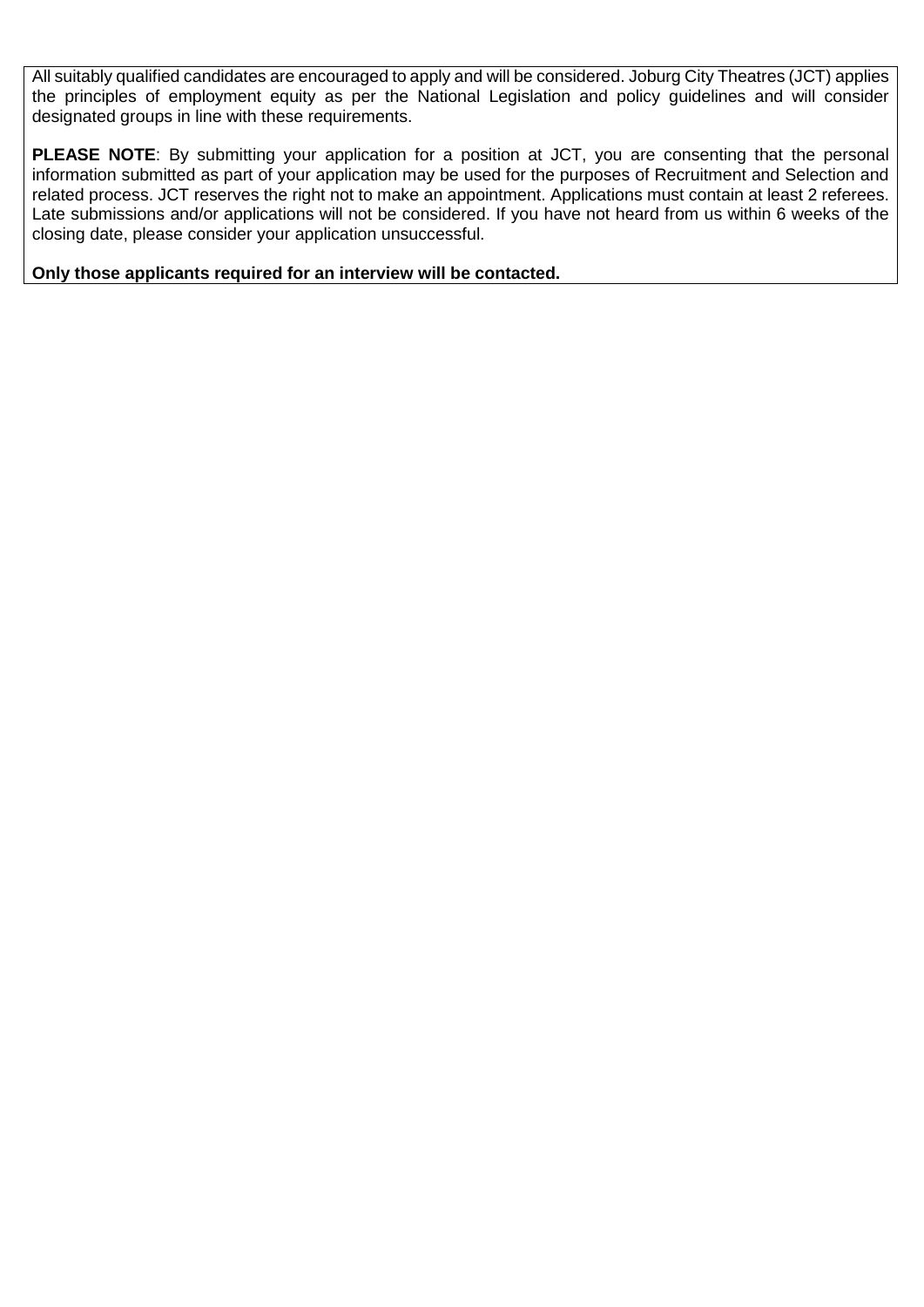All suitably qualified candidates are encouraged to apply and will be considered. Joburg City Theatres (JCT) applies the principles of employment equity as per the National Legislation and policy guidelines and will consider designated groups in line with these requirements.

**PLEASE NOTE**: By submitting your application for a position at JCT, you are consenting that the personal information submitted as part of your application may be used for the purposes of Recruitment and Selection and related process. JCT reserves the right not to make an appointment. Applications must contain at least 2 referees. Late submissions and/or applications will not be considered. If you have not heard from us within 6 weeks of the closing date, please consider your application unsuccessful.

**Only those applicants required for an interview will be contacted.**